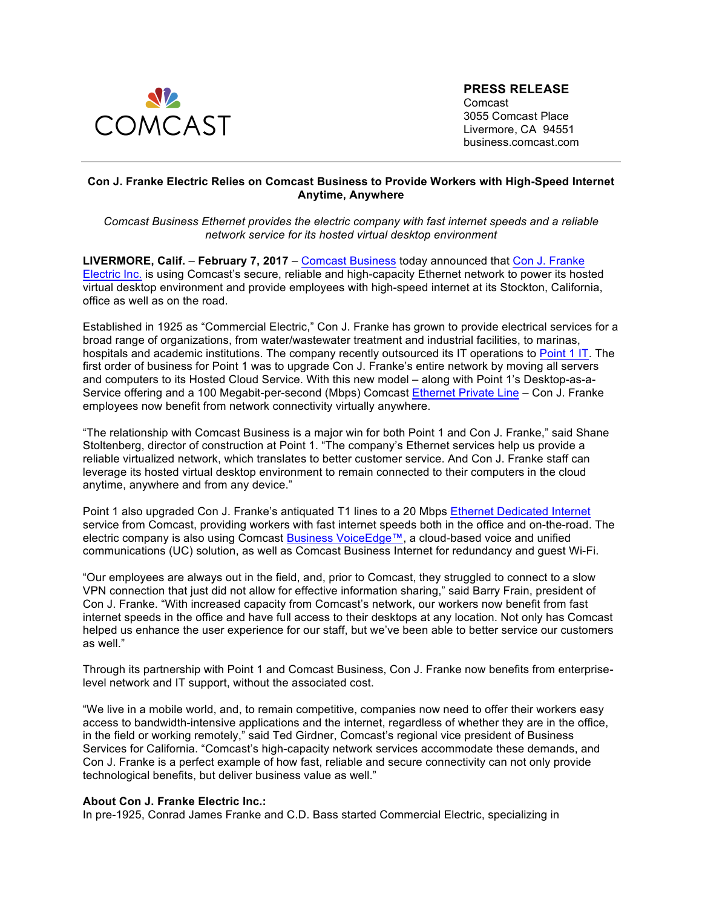COMCAST

**PRESS RELEASE**
Comcast
3055 Comcast Place
Livermore, CA 94551
business.comcast.com

---

**Con J. Franke Electric Relies on Comcast Business to Provide Workers with High-Speed Internet Anytime, Anywhere**

*Comcast Business Ethernet provides the electric company with fast internet speeds and a reliable network service for its hosted virtual desktop environment*

**LIVERMORE, Calif.** – **February 7, 2017** – Comcast Business today announced that Con J. Franke Electric Inc. is using Comcast's secure, reliable and high-capacity Ethernet network to power its hosted virtual desktop environment and provide employees with high-speed internet at its Stockton, California, office as well as on the road.

Established in 1925 as "Commercial Electric," Con J. Franke has grown to provide electrical services for a broad range of organizations, from water/wastewater treatment and industrial facilities, to marinas, hospitals and academic institutions. The company recently outsourced its IT operations to Point 1 IT. The first order of business for Point 1 was to upgrade Con J. Franke's entire network by moving all servers and computers to its Hosted Cloud Service. With this new model – along with Point 1's Desktop-as-a-Service offering and a 100 Megabit-per-second (Mbps) Comcast Ethernet Private Line – Con J. Franke employees now benefit from network connectivity virtually anywhere.

"The relationship with Comcast Business is a major win for both Point 1 and Con J. Franke," said Shane Stoltenberg, director of construction at Point 1. "The company's Ethernet services help us provide a reliable virtualized network, which translates to better customer service. And Con J. Franke staff can leverage its hosted virtual desktop environment to remain connected to their computers in the cloud anytime, anywhere and from any device."

Point 1 also upgraded Con J. Franke's antiquated T1 lines to a 20 Mbps Ethernet Dedicated Internet service from Comcast, providing workers with fast internet speeds both in the office and on-the-road. The electric company is also using Comcast Business VoiceEdge™, a cloud-based voice and unified communications (UC) solution, as well as Comcast Business Internet for redundancy and guest Wi-Fi.

"Our employees are always out in the field, and, prior to Comcast, they struggled to connect to a slow VPN connection that just did not allow for effective information sharing," said Barry Frain, president of Con J. Franke. "With increased capacity from Comcast's network, our workers now benefit from fast internet speeds in the office and have full access to their desktops at any location. Not only has Comcast helped us enhance the user experience for our staff, but we've been able to better service our customers as well."

Through its partnership with Point 1 and Comcast Business, Con J. Franke now benefits from enterprise-level network and IT support, without the associated cost.

"We live in a mobile world, and, to remain competitive, companies now need to offer their workers easy access to bandwidth-intensive applications and the internet, regardless of whether they are in the office, in the field or working remotely," said Ted Girdner, Comcast's regional vice president of Business Services for California. "Comcast's high-capacity network services accommodate these demands, and Con J. Franke is a perfect example of how fast, reliable and secure connectivity can not only provide technological benefits, but deliver business value as well."

**About Con J. Franke Electric Inc.:**

In pre-1925, Conrad James Franke and C.D. Bass started Commercial Electric, specializing in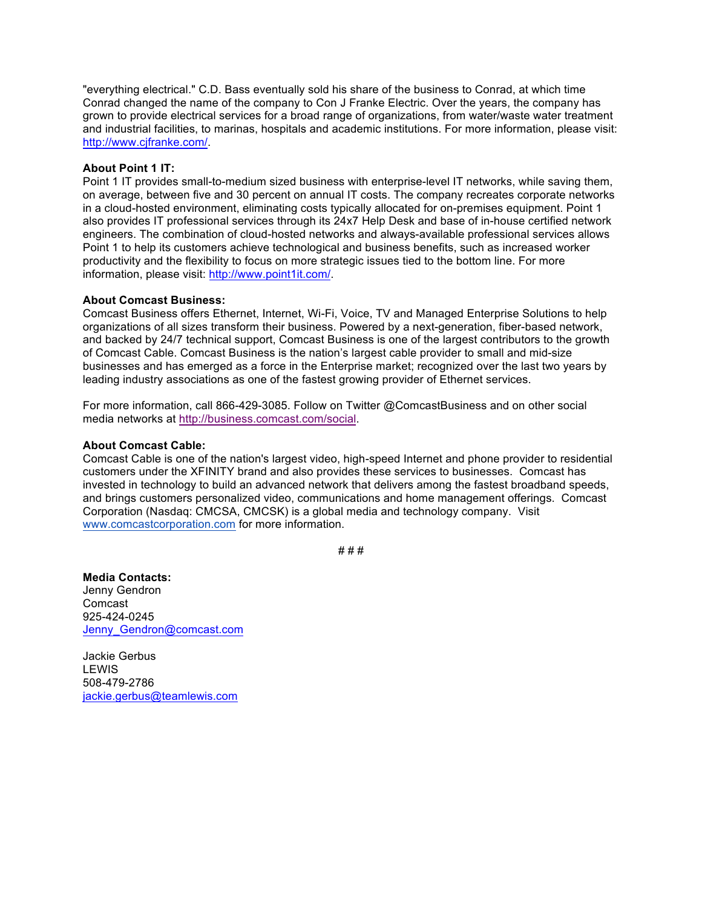"everything electrical." C.D. Bass eventually sold his share of the business to Conrad, at which time Conrad changed the name of the company to Con J Franke Electric. Over the years, the company has grown to provide electrical services for a broad range of organizations, from water/waste water treatment and industrial facilities, to marinas, hospitals and academic institutions. For more information, please visit: http://www.cjfranke.com/.

**About Point 1 IT:**
Point 1 IT provides small-to-medium sized business with enterprise-level IT networks, while saving them, on average, between five and 30 percent on annual IT costs. The company recreates corporate networks in a cloud-hosted environment, eliminating costs typically allocated for on-premises equipment. Point 1 also provides IT professional services through its 24x7 Help Desk and base of in-house certified network engineers. The combination of cloud-hosted networks and always-available professional services allows Point 1 to help its customers achieve technological and business benefits, such as increased worker productivity and the flexibility to focus on more strategic issues tied to the bottom line. For more information, please visit: http://www.point1it.com/.

**About Comcast Business:**
Comcast Business offers Ethernet, Internet, Wi-Fi, Voice, TV and Managed Enterprise Solutions to help organizations of all sizes transform their business. Powered by a next-generation, fiber-based network, and backed by 24/7 technical support, Comcast Business is one of the largest contributors to the growth of Comcast Cable. Comcast Business is the nation's largest cable provider to small and mid-size businesses and has emerged as a force in the Enterprise market; recognized over the last two years by leading industry associations as one of the fastest growing provider of Ethernet services.

For more information, call 866-429-3085. Follow on Twitter @ComcastBusiness and on other social media networks at http://business.comcast.com/social.

**About Comcast Cable:**
Comcast Cable is one of the nation's largest video, high-speed Internet and phone provider to residential customers under the XFINITY brand and also provides these services to businesses. Comcast has invested in technology to build an advanced network that delivers among the fastest broadband speeds, and brings customers personalized video, communications and home management offerings. Comcast Corporation (Nasdaq: CMCSA, CMCSK) is a global media and technology company. Visit www.comcastcorporation.com for more information.

# # #

**Media Contacts:**
Jenny Gendron
Comcast
925-424-0245
Jenny_Gendron@comcast.com

Jackie Gerbus
LEWIS
508-479-2786
jackie.gerbus@teamlewis.com